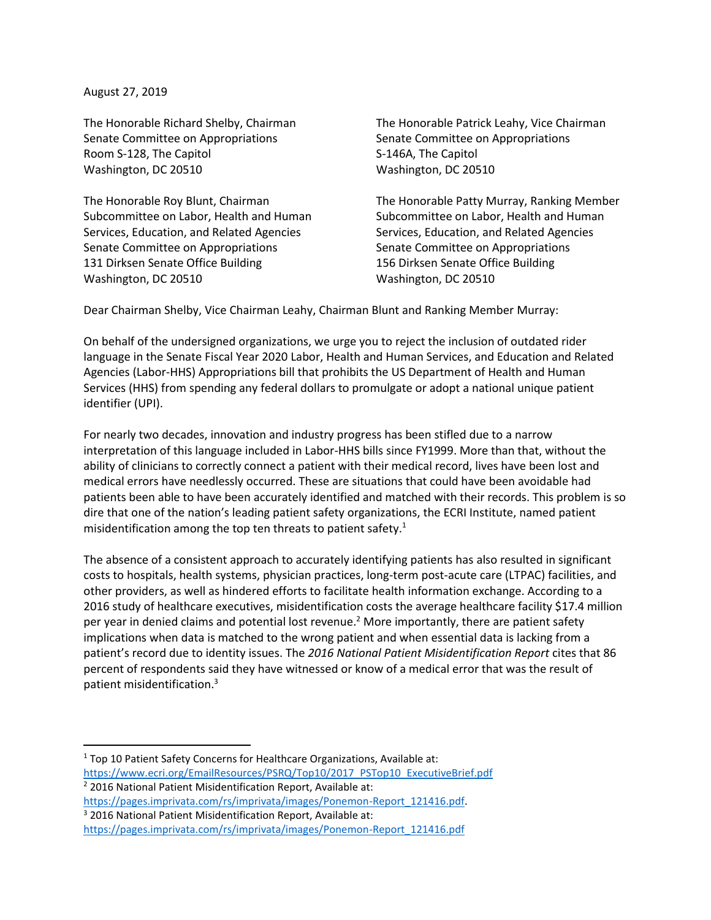August 27, 2019

The Honorable Richard Shelby, Chairman
Senate Committee on Appropriations
Room S-128, The Capitol
Washington, DC 20510

The Honorable Patrick Leahy, Vice Chairman
Senate Committee on Appropriations
S-146A, The Capitol
Washington, DC 20510

The Honorable Roy Blunt, Chairman
Subcommittee on Labor, Health and Human Services, Education, and Related Agencies
Senate Committee on Appropriations
131 Dirksen Senate Office Building
Washington, DC 20510

The Honorable Patty Murray, Ranking Member
Subcommittee on Labor, Health and Human Services, Education, and Related Agencies
Senate Committee on Appropriations
156 Dirksen Senate Office Building
Washington, DC 20510

Dear Chairman Shelby, Vice Chairman Leahy, Chairman Blunt and Ranking Member Murray:

On behalf of the undersigned organizations, we urge you to reject the inclusion of outdated rider language in the Senate Fiscal Year 2020 Labor, Health and Human Services, and Education and Related Agencies (Labor-HHS) Appropriations bill that prohibits the US Department of Health and Human Services (HHS) from spending any federal dollars to promulgate or adopt a national unique patient identifier (UPI).

For nearly two decades, innovation and industry progress has been stifled due to a narrow interpretation of this language included in Labor-HHS bills since FY1999. More than that, without the ability of clinicians to correctly connect a patient with their medical record, lives have been lost and medical errors have needlessly occurred. These are situations that could have been avoidable had patients been able to have been accurately identified and matched with their records. This problem is so dire that one of the nation's leading patient safety organizations, the ECRI Institute, named patient misidentification among the top ten threats to patient safety.[1]

The absence of a consistent approach to accurately identifying patients has also resulted in significant costs to hospitals, health systems, physician practices, long-term post-acute care (LTPAC) facilities, and other providers, as well as hindered efforts to facilitate health information exchange. According to a 2016 study of healthcare executives, misidentification costs the average healthcare facility $17.4 million per year in denied claims and potential lost revenue.[2] More importantly, there are patient safety implications when data is matched to the wrong patient and when essential data is lacking from a patient's record due to identity issues. The *2016 National Patient Misidentification Report* cites that 86 percent of respondents said they have witnessed or know of a medical error that was the result of patient misidentification.[3]

---

[1] Top 10 Patient Safety Concerns for Healthcare Organizations, Available at: https://www.ecri.org/EmailResources/PSRQ/Top10/2017_PSTop10_ExecutiveBrief.pdf

[2] 2016 National Patient Misidentification Report, Available at: https://pages.imprivata.com/rs/imprivata/images/Ponemon-Report_121416.pdf.

[3] 2016 National Patient Misidentification Report, Available at: https://pages.imprivata.com/rs/imprivata/images/Ponemon-Report_121416.pdf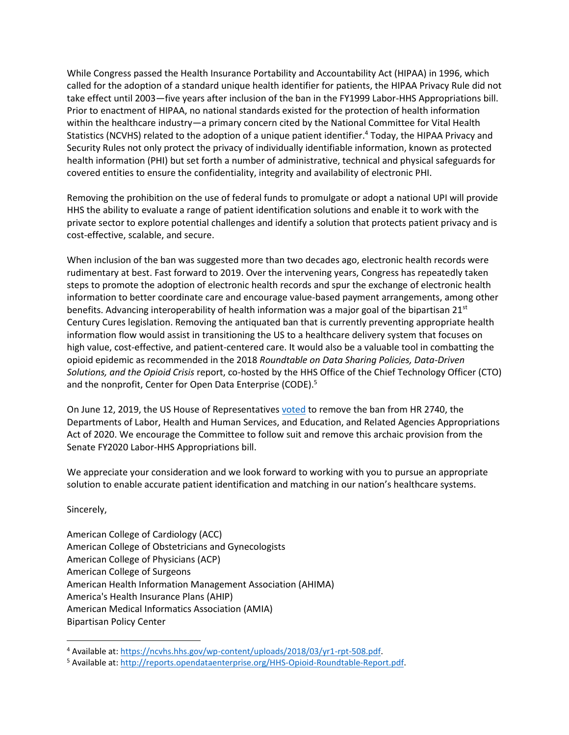While Congress passed the Health Insurance Portability and Accountability Act (HIPAA) in 1996, which called for the adoption of a standard unique health identifier for patients, the HIPAA Privacy Rule did not take effect until 2003—five years after inclusion of the ban in the FY1999 Labor-HHS Appropriations bill. Prior to enactment of HIPAA, no national standards existed for the protection of health information within the healthcare industry—a primary concern cited by the National Committee for Vital Health Statistics (NCVHS) related to the adoption of a unique patient identifier.[4] Today, the HIPAA Privacy and Security Rules not only protect the privacy of individually identifiable information, known as protected health information (PHI) but set forth a number of administrative, technical and physical safeguards for covered entities to ensure the confidentiality, integrity and availability of electronic PHI.

Removing the prohibition on the use of federal funds to promulgate or adopt a national UPI will provide HHS the ability to evaluate a range of patient identification solutions and enable it to work with the private sector to explore potential challenges and identify a solution that protects patient privacy and is cost-effective, scalable, and secure.

When inclusion of the ban was suggested more than two decades ago, electronic health records were rudimentary at best. Fast forward to 2019. Over the intervening years, Congress has repeatedly taken steps to promote the adoption of electronic health records and spur the exchange of electronic health information to better coordinate care and encourage value-based payment arrangements, among other benefits. Advancing interoperability of health information was a major goal of the bipartisan 21st Century Cures legislation. Removing the antiquated ban that is currently preventing appropriate health information flow would assist in transitioning the US to a healthcare delivery system that focuses on high value, cost-effective, and patient-centered care. It would also be a valuable tool in combatting the opioid epidemic as recommended in the 2018 *Roundtable on Data Sharing Policies, Data-Driven Solutions, and the Opioid Crisis* report, co-hosted by the HHS Office of the Chief Technology Officer (CTO) and the nonprofit, Center for Open Data Enterprise (CODE).[5]

On June 12, 2019, the US House of Representatives voted to remove the ban from HR 2740, the Departments of Labor, Health and Human Services, and Education, and Related Agencies Appropriations Act of 2020. We encourage the Committee to follow suit and remove this archaic provision from the Senate FY2020 Labor-HHS Appropriations bill.

We appreciate your consideration and we look forward to working with you to pursue an appropriate solution to enable accurate patient identification and matching in our nation's healthcare systems.

Sincerely,

American College of Cardiology (ACC)
American College of Obstetricians and Gynecologists
American College of Physicians (ACP)
American College of Surgeons
American Health Information Management Association (AHIMA)
America's Health Insurance Plans (AHIP)
American Medical Informatics Association (AMIA)
Bipartisan Policy Center

---

[4] Available at: https://ncvhs.hhs.gov/wp-content/uploads/2018/03/yr1-rpt-508.pdf.

[5] Available at: http://reports.opendataenterprise.org/HHS-Opioid-Roundtable-Report.pdf.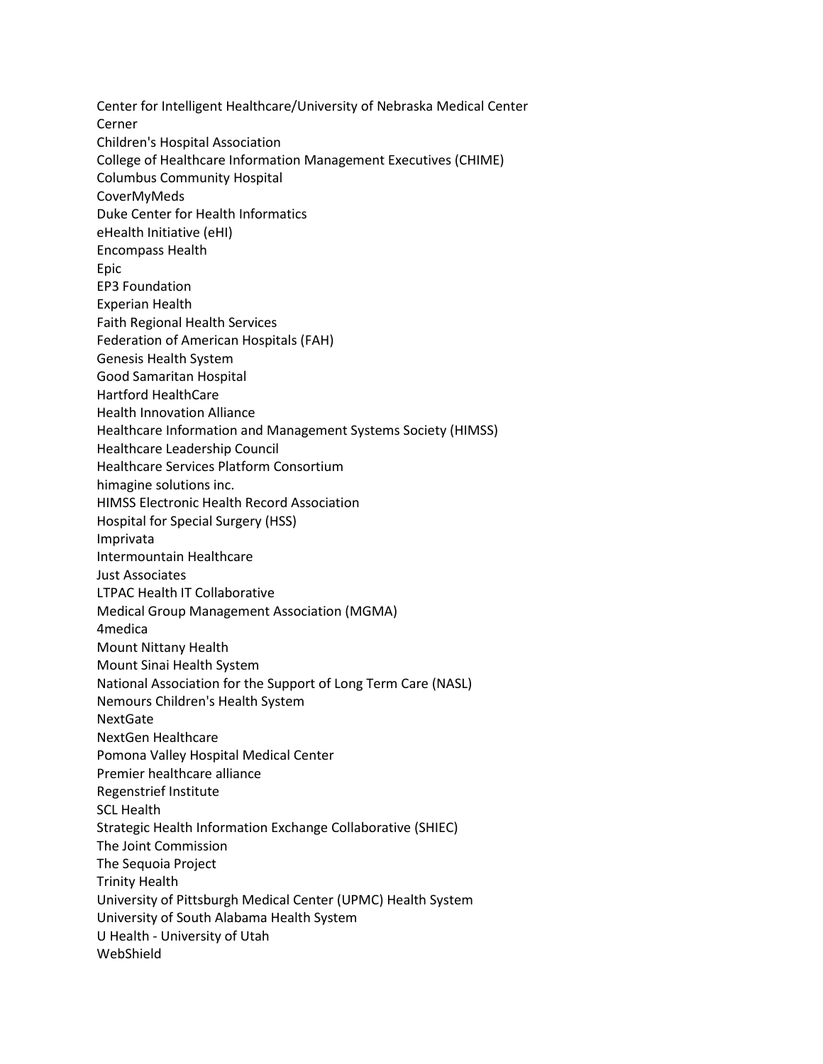Center for Intelligent Healthcare/University of Nebraska Medical Center
Cerner
Children's Hospital Association
College of Healthcare Information Management Executives (CHIME)
Columbus Community Hospital
CoverMyMeds
Duke Center for Health Informatics
eHealth Initiative (eHI)
Encompass Health
Epic
EP3 Foundation
Experian Health
Faith Regional Health Services
Federation of American Hospitals (FAH)
Genesis Health System
Good Samaritan Hospital
Hartford HealthCare
Health Innovation Alliance
Healthcare Information and Management Systems Society (HIMSS)
Healthcare Leadership Council
Healthcare Services Platform Consortium
himagine solutions inc.
HIMSS Electronic Health Record Association
Hospital for Special Surgery (HSS)
Imprivata
Intermountain Healthcare
Just Associates
LTPAC Health IT Collaborative
Medical Group Management Association (MGMA)
4medica
Mount Nittany Health
Mount Sinai Health System
National Association for the Support of Long Term Care (NASL)
Nemours Children's Health System
NextGate
NextGen Healthcare
Pomona Valley Hospital Medical Center
Premier healthcare alliance
Regenstrief Institute
SCL Health
Strategic Health Information Exchange Collaborative (SHIEC)
The Joint Commission
The Sequoia Project
Trinity Health
University of Pittsburgh Medical Center (UPMC) Health System
University of South Alabama Health System
U Health - University of Utah
WebShield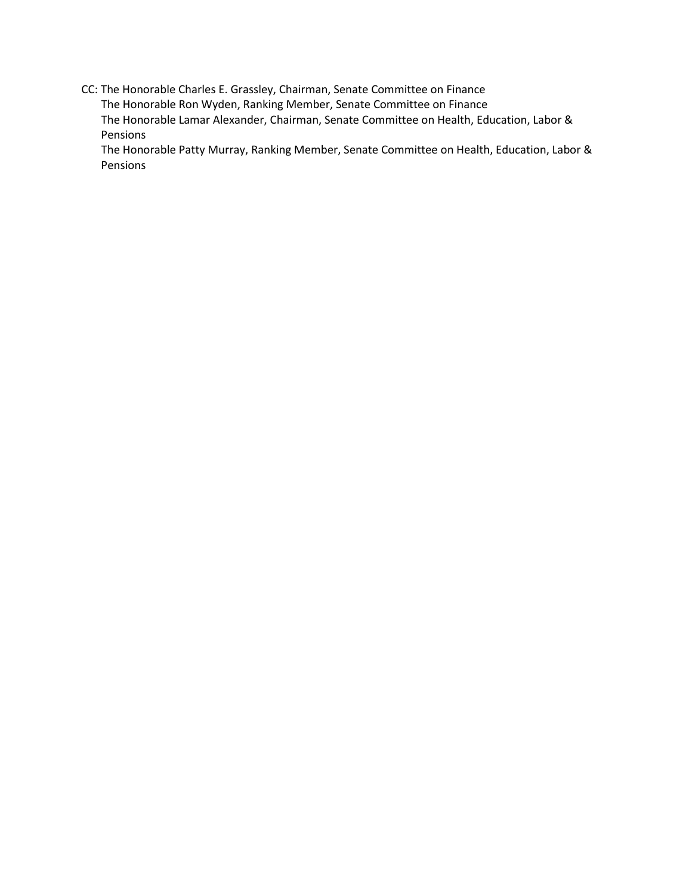CC: The Honorable Charles E. Grassley, Chairman, Senate Committee on Finance
The Honorable Ron Wyden, Ranking Member, Senate Committee on Finance
The Honorable Lamar Alexander, Chairman, Senate Committee on Health, Education, Labor & Pensions
The Honorable Patty Murray, Ranking Member, Senate Committee on Health, Education, Labor & Pensions